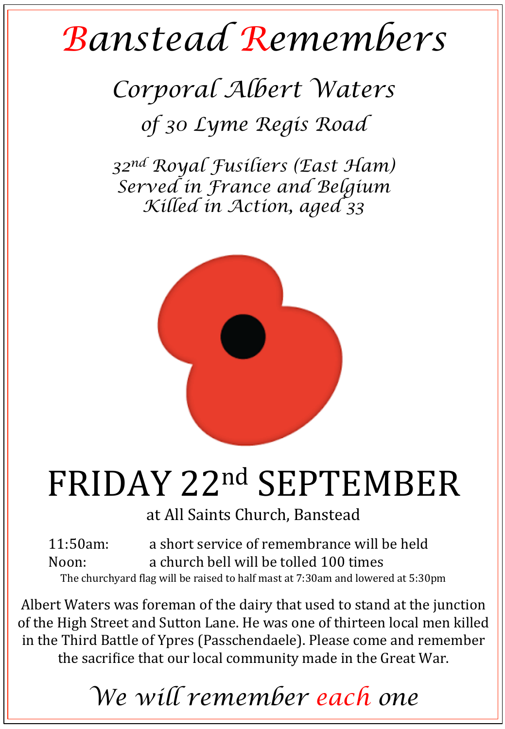# Banstead Remembers

## *Corporal Albert Waters*

### *of 30 Lyme Regis Road*

*32nd Royal Fusiliers (East Ham)*
*Served in France and Belgium*
*Killed in Action, aged 33*

# FRIDAY 22nd SEPTEMBER

at All Saints Church, Banstead

11:50am: a short service of remembrance will be held
Noon: a church bell will be tolled 100 times

The churchyard flag will be raised to half mast at 7:30am and lowered at 5:30pm

Albert Waters was foreman of the dairy that used to stand at the junction of the High Street and Sutton Lane. He was one of thirteen local men killed in the Third Battle of Ypres (Passchendaele). Please come and remember the sacrifice that our local community made in the Great War.

*We will remember each one*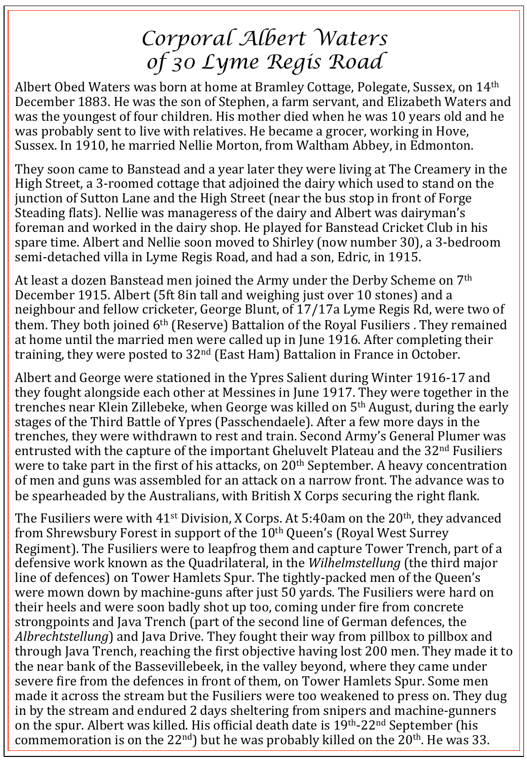# Corporal Albert Waters of 30 Lyme Regis Road

Albert Obed Waters was born at home at Bramley Cottage, Polegate, Sussex, on 14th December 1883. He was the son of Stephen, a farm servant, and Elizabeth Waters and was the youngest of four children. His mother died when he was 10 years old and he was probably sent to live with relatives. He became a grocer, working in Hove, Sussex. In 1910, he married Nellie Morton, from Waltham Abbey, in Edmonton.

They soon came to Banstead and a year later they were living at The Creamery in the High Street, a 3-roomed cottage that adjoined the dairy which used to stand on the junction of Sutton Lane and the High Street (near the bus stop in front of Forge Steading flats). Nellie was manageress of the dairy and Albert was dairyman's foreman and worked in the dairy shop. He played for Banstead Cricket Club in his spare time. Albert and Nellie soon moved to Shirley (now number 30), a 3-bedroom semi-detached villa in Lyme Regis Road, and had a son, Edric, in 1915.

At least a dozen Banstead men joined the Army under the Derby Scheme on 7th December 1915. Albert (5ft 8in tall and weighing just over 10 stones) and a neighbour and fellow cricketer, George Blunt, of 17/17a Lyme Regis Rd, were two of them. They both joined 6th (Reserve) Battalion of the Royal Fusiliers . They remained at home until the married men were called up in June 1916. After completing their training, they were posted to 32nd (East Ham) Battalion in France in October.

Albert and George were stationed in the Ypres Salient during Winter 1916-17 and they fought alongside each other at Messines in June 1917. They were together in the trenches near Klein Zillebeke, when George was killed on 5th August, during the early stages of the Third Battle of Ypres (Passchendaele). After a few more days in the trenches, they were withdrawn to rest and train. Second Army's General Plumer was entrusted with the capture of the important Gheluvelt Plateau and the 32nd Fusiliers were to take part in the first of his attacks, on 20th September. A heavy concentration of men and guns was assembled for an attack on a narrow front. The advance was to be spearheaded by the Australians, with British X Corps securing the right flank.

The Fusiliers were with 41st Division, X Corps. At 5:40am on the 20th, they advanced from Shrewsbury Forest in support of the 10th Queen's (Royal West Surrey Regiment). The Fusiliers were to leapfrog them and capture Tower Trench, part of a defensive work known as the Quadrilateral, in the *Wilhelmstellung* (the third major line of defences) on Tower Hamlets Spur. The tightly-packed men of the Queen's were mown down by machine-guns after just 50 yards. The Fusiliers were hard on their heels and were soon badly shot up too, coming under fire from concrete strongpoints and Java Trench (part of the second line of German defences, the *Albrechtstellung*) and Java Drive. They fought their way from pillbox to pillbox and through Java Trench, reaching the first objective having lost 200 men. They made it to the near bank of the Bassevillebeek, in the valley beyond, where they came under severe fire from the defences in front of them, on Tower Hamlets Spur. Some men made it across the stream but the Fusiliers were too weakened to press on. They dug in by the stream and endured 2 days sheltering from snipers and machine-gunners on the spur. Albert was killed. His official death date is 19th-22nd September (his commemoration is on the 22nd) but he was probably killed on the 20th. He was 33.